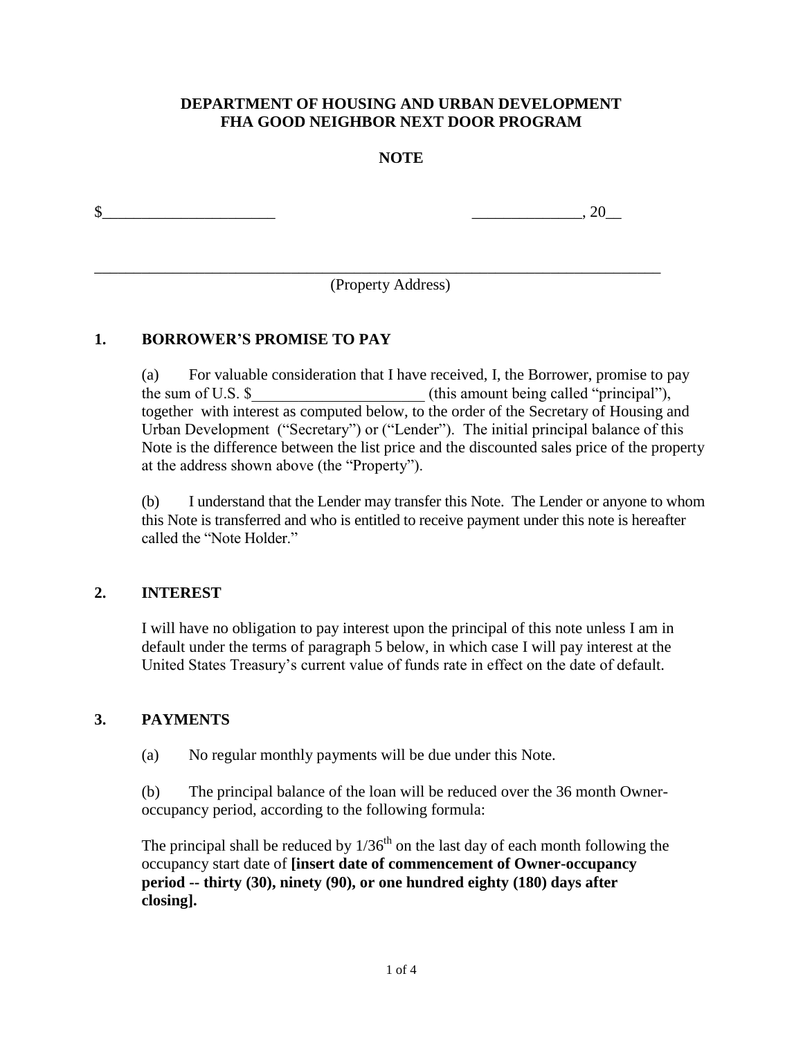**DEPARTMENT OF HOUSING AND URBAN DEVELOPMENT**
**FHA GOOD NEIGHBOR NEXT DOOR PROGRAM**

**NOTE**

$______________________ ______________, 20__

_____________________________________________________________________________
(Property Address)

## 1. BORROWER'S PROMISE TO PAY

(a) For valuable consideration that I have received, I, the Borrower, promise to pay the sum of U.S. $_______________________ (this amount being called "principal"), together with interest as computed below, to the order of the Secretary of Housing and Urban Development ("Secretary") or ("Lender"). The initial principal balance of this Note is the difference between the list price and the discounted sales price of the property at the address shown above (the "Property").

(b) I understand that the Lender may transfer this Note. The Lender or anyone to whom this Note is transferred and who is entitled to receive payment under this note is hereafter called the "Note Holder."

## 2. INTEREST

I will have no obligation to pay interest upon the principal of this note unless I am in default under the terms of paragraph 5 below, in which case I will pay interest at the United States Treasury's current value of funds rate in effect on the date of default.

## 3. PAYMENTS

(a) No regular monthly payments will be due under this Note.

(b) The principal balance of the loan will be reduced over the 36 month Owner-occupancy period, according to the following formula:

The principal shall be reduced by 1/36th on the last day of each month following the occupancy start date of **[insert date of commencement of Owner-occupancy period -- thirty (30), ninety (90), or one hundred eighty (180) days after closing].**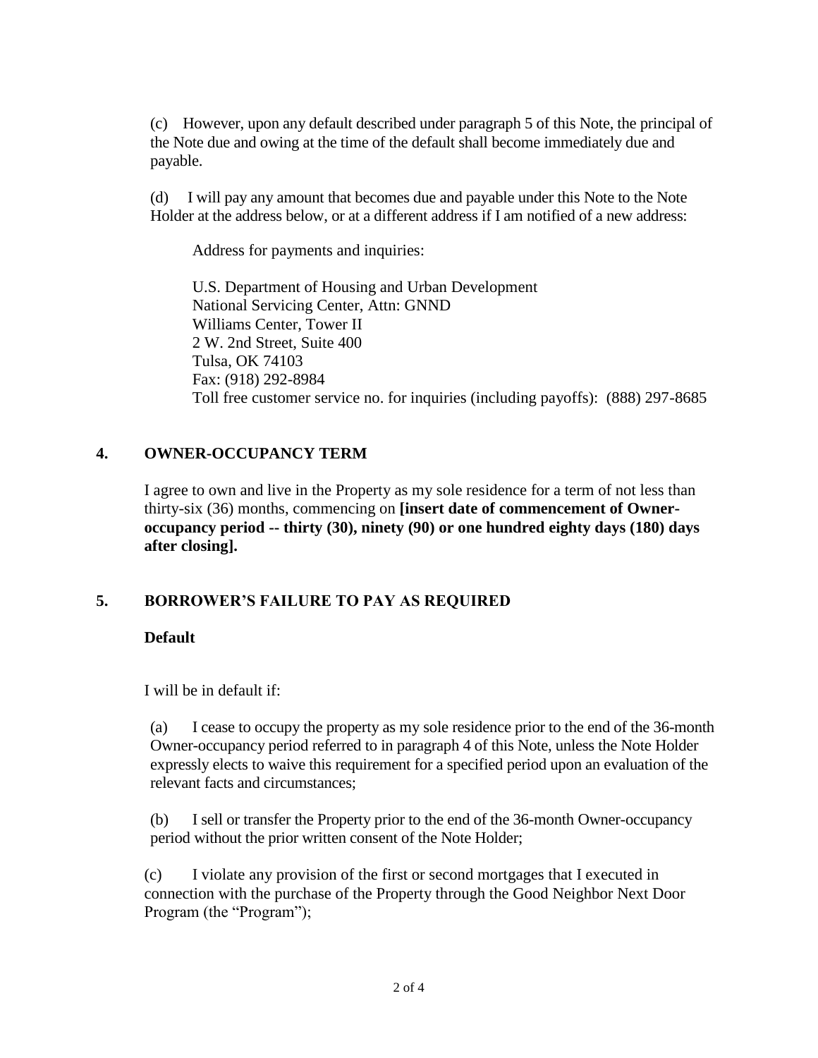(c) However, upon any default described under paragraph 5 of this Note, the principal of the Note due and owing at the time of the default shall become immediately due and payable.

(d) I will pay any amount that becomes due and payable under this Note to the Note Holder at the address below, or at a different address if I am notified of a new address:

Address for payments and inquiries:

U.S. Department of Housing and Urban Development
National Servicing Center, Attn: GNND
Williams Center, Tower II
2 W. 2nd Street, Suite 400
Tulsa, OK 74103
Fax: (918) 292-8984
Toll free customer service no. for inquiries (including payoffs): (888) 297-8685

## 4. OWNER-OCCUPANCY TERM

I agree to own and live in the Property as my sole residence for a term of not less than thirty-six (36) months, commencing on **[insert date of commencement of Owner-occupancy period -- thirty (30), ninety (90) or one hundred eighty days (180) days after closing].**

## 5. BORROWER'S FAILURE TO PAY AS REQUIRED

**Default**

I will be in default if:

(a) I cease to occupy the property as my sole residence prior to the end of the 36-month Owner-occupancy period referred to in paragraph 4 of this Note, unless the Note Holder expressly elects to waive this requirement for a specified period upon an evaluation of the relevant facts and circumstances;

(b) I sell or transfer the Property prior to the end of the 36-month Owner-occupancy period without the prior written consent of the Note Holder;

(c) I violate any provision of the first or second mortgages that I executed in connection with the purchase of the Property through the Good Neighbor Next Door Program (the "Program");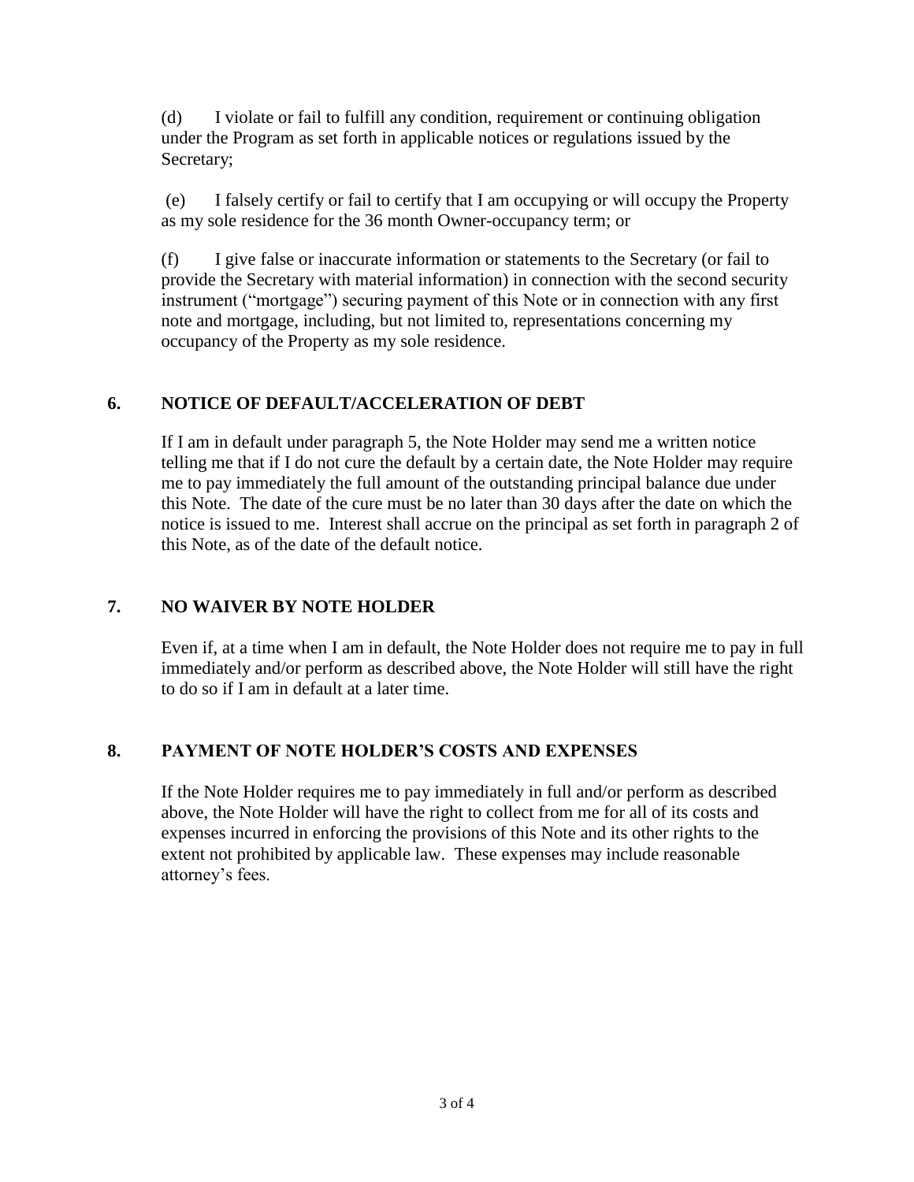(d) I violate or fail to fulfill any condition, requirement or continuing obligation under the Program as set forth in applicable notices or regulations issued by the Secretary;

(e) I falsely certify or fail to certify that I am occupying or will occupy the Property as my sole residence for the 36 month Owner-occupancy term; or

(f) I give false or inaccurate information or statements to the Secretary (or fail to provide the Secretary with material information) in connection with the second security instrument ("mortgage") securing payment of this Note or in connection with any first note and mortgage, including, but not limited to, representations concerning my occupancy of the Property as my sole residence.

## 6. NOTICE OF DEFAULT/ACCELERATION OF DEBT

If I am in default under paragraph 5, the Note Holder may send me a written notice telling me that if I do not cure the default by a certain date, the Note Holder may require me to pay immediately the full amount of the outstanding principal balance due under this Note. The date of the cure must be no later than 30 days after the date on which the notice is issued to me. Interest shall accrue on the principal as set forth in paragraph 2 of this Note, as of the date of the default notice.

## 7. NO WAIVER BY NOTE HOLDER

Even if, at a time when I am in default, the Note Holder does not require me to pay in full immediately and/or perform as described above, the Note Holder will still have the right to do so if I am in default at a later time.

## 8. PAYMENT OF NOTE HOLDER'S COSTS AND EXPENSES

If the Note Holder requires me to pay immediately in full and/or perform as described above, the Note Holder will have the right to collect from me for all of its costs and expenses incurred in enforcing the provisions of this Note and its other rights to the extent not prohibited by applicable law. These expenses may include reasonable attorney's fees.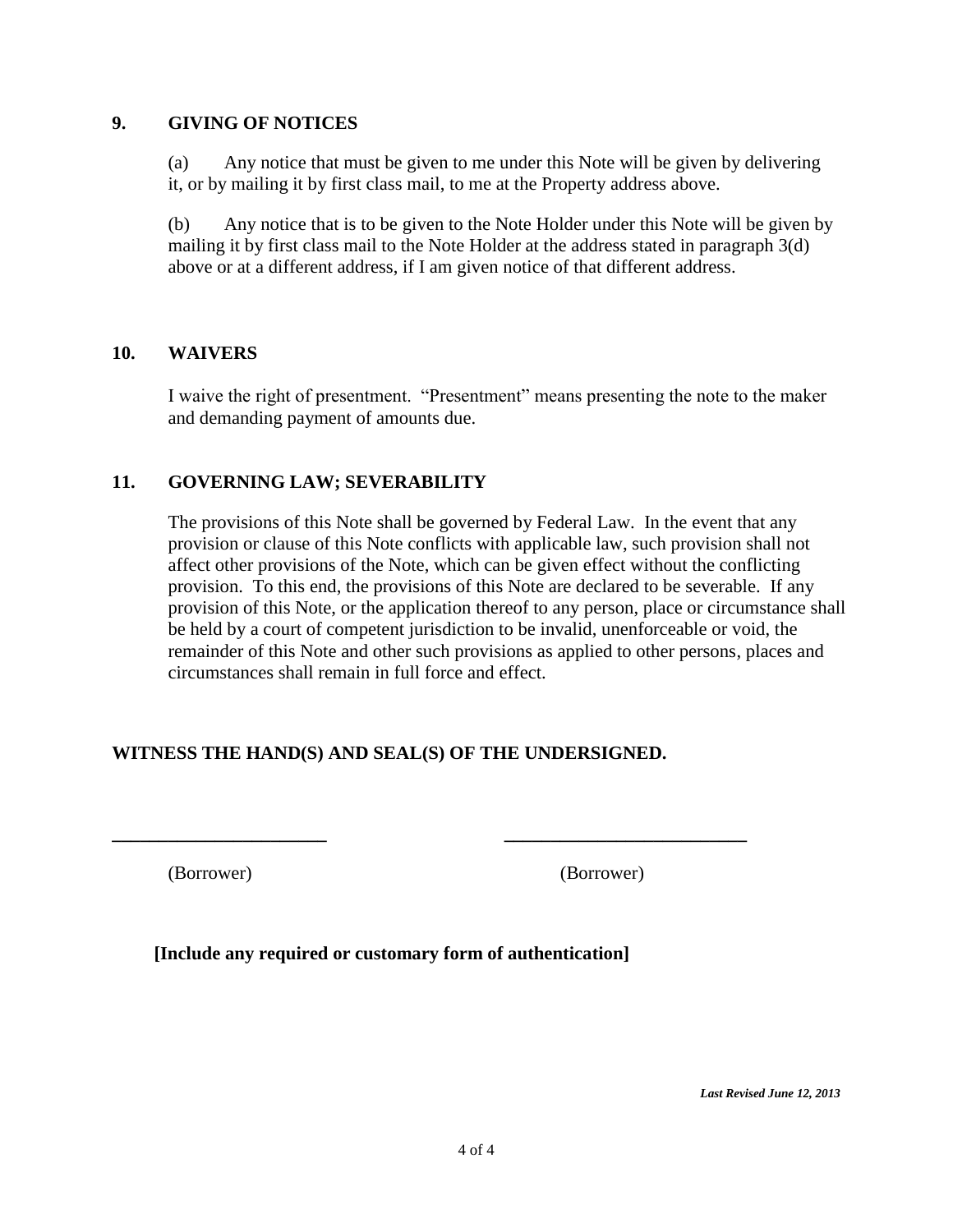## 9. GIVING OF NOTICES

(a) Any notice that must be given to me under this Note will be given by delivering it, or by mailing it by first class mail, to me at the Property address above.

(b) Any notice that is to be given to the Note Holder under this Note will be given by mailing it by first class mail to the Note Holder at the address stated in paragraph 3(d) above or at a different address, if I am given notice of that different address.

## 10. WAIVERS

I waive the right of presentment. "Presentment" means presenting the note to the maker and demanding payment of amounts due.

## 11. GOVERNING LAW; SEVERABILITY

The provisions of this Note shall be governed by Federal Law. In the event that any provision or clause of this Note conflicts with applicable law, such provision shall not affect other provisions of the Note, which can be given effect without the conflicting provision. To this end, the provisions of this Note are declared to be severable. If any provision of this Note, or the application thereof to any person, place or circumstance shall be held by a court of competent jurisdiction to be invalid, unenforceable or void, the remainder of this Note and other such provisions as applied to other persons, places and circumstances shall remain in full force and effect.

**WITNESS THE HAND(S) AND SEAL(S) OF THE UNDERSIGNED.**

______________________ (Borrower)

______________________ (Borrower)

**[Include any required or customary form of authentication]**

***Last Revised June 12, 2013***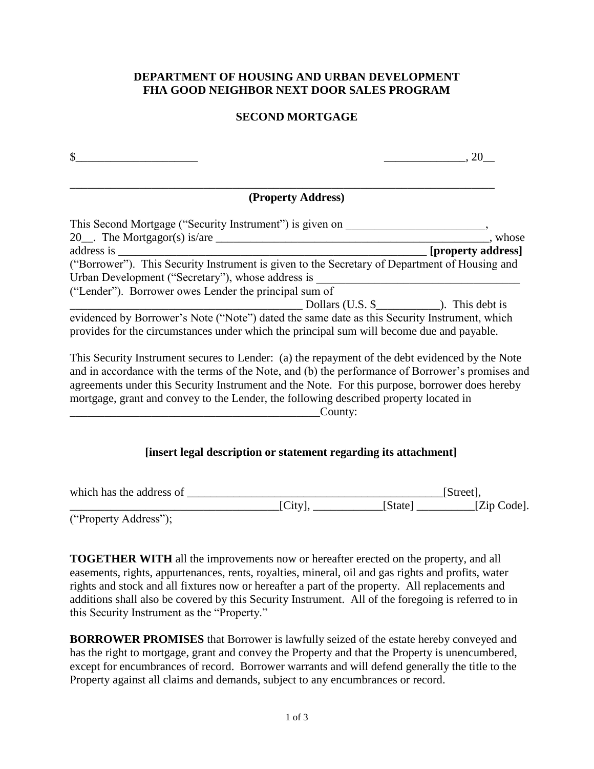**DEPARTMENT OF HOUSING AND URBAN DEVELOPMENT**
**FHA GOOD NEIGHBOR NEXT DOOR SALES PROGRAM**

**SECOND MORTGAGE**

$____________________ _____________, 20__

_________________________________________________________________________
**(Property Address)**

This Second Mortgage ("Security Instrument") is given on ________________________, 20__. The Mortgagor(s) is/are ______________________________________________, whose address is ____________________________________________________ **[property address]** ("Borrower"). This Security Instrument is given to the Secretary of Department of Housing and Urban Development ("Secretary"), whose address is ___________________________________ ("Lender"). Borrower owes Lender the principal sum of ________________________________________ Dollars (U.S. $___________). This debt is evidenced by Borrower's Note ("Note") dated the same date as this Security Instrument, which provides for the circumstances under which the principal sum will become due and payable.

This Security Instrument secures to Lender: (a) the repayment of the debt evidenced by the Note and in accordance with the terms of the Note, and (b) the performance of Borrower's promises and agreements under this Security Instrument and the Note. For this purpose, borrower does hereby mortgage, grant and convey to the Lender, the following described property located in ____________________________________________County:

**[insert legal description or statement regarding its attachment]**

which has the address of _____________________________________________[Street], ____________________________________[City], ____________[State] __________[Zip Code]. ("Property Address");

**TOGETHER WITH** all the improvements now or hereafter erected on the property, and all easements, rights, appurtenances, rents, royalties, mineral, oil and gas rights and profits, water rights and stock and all fixtures now or hereafter a part of the property. All replacements and additions shall also be covered by this Security Instrument. All of the foregoing is referred to in this Security Instrument as the "Property."

**BORROWER PROMISES** that Borrower is lawfully seized of the estate hereby conveyed and has the right to mortgage, grant and convey the Property and that the Property is unencumbered, except for encumbrances of record. Borrower warrants and will defend generally the title to the Property against all claims and demands, subject to any encumbrances or record.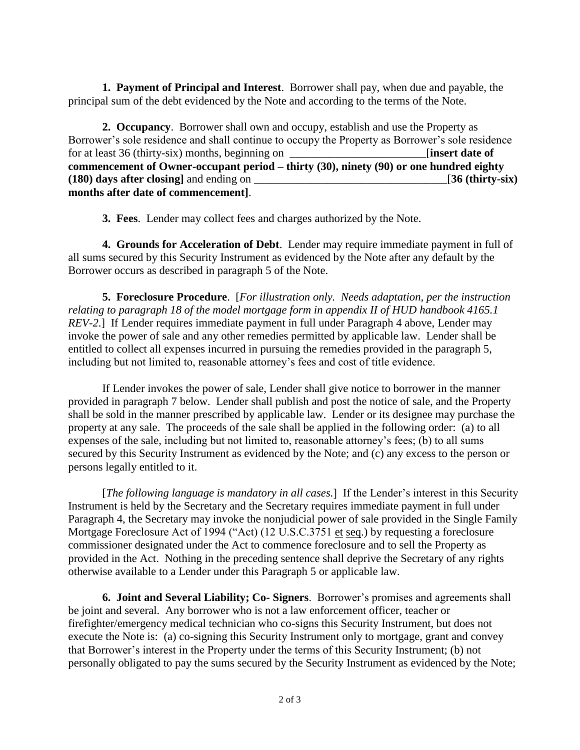**1. Payment of Principal and Interest**. Borrower shall pay, when due and payable, the principal sum of the debt evidenced by the Note and according to the terms of the Note.

**2. Occupancy**. Borrower shall own and occupy, establish and use the Property as Borrower's sole residence and shall continue to occupy the Property as Borrower's sole residence for at least 36 (thirty-six) months, beginning on ________________________[**insert date of commencement of Owner-occupant period – thirty (30), ninety (90) or one hundred eighty (180) days after closing]** and ending on __________________________________[**36 (thirty-six) months after date of commencement]**.

**3. Fees**. Lender may collect fees and charges authorized by the Note.

**4. Grounds for Acceleration of Debt**. Lender may require immediate payment in full of all sums secured by this Security Instrument as evidenced by the Note after any default by the Borrower occurs as described in paragraph 5 of the Note.

**5. Foreclosure Procedure**. [*For illustration only. Needs adaptation, per the instruction relating to paragraph 18 of the model mortgage form in appendix II of HUD handbook 4165.1 REV-2.*] If Lender requires immediate payment in full under Paragraph 4 above, Lender may invoke the power of sale and any other remedies permitted by applicable law. Lender shall be entitled to collect all expenses incurred in pursuing the remedies provided in the paragraph 5, including but not limited to, reasonable attorney's fees and cost of title evidence.

If Lender invokes the power of sale, Lender shall give notice to borrower in the manner provided in paragraph 7 below. Lender shall publish and post the notice of sale, and the Property shall be sold in the manner prescribed by applicable law. Lender or its designee may purchase the property at any sale. The proceeds of the sale shall be applied in the following order: (a) to all expenses of the sale, including but not limited to, reasonable attorney's fees; (b) to all sums secured by this Security Instrument as evidenced by the Note; and (c) any excess to the person or persons legally entitled to it.

[*The following language is mandatory in all cases.*] If the Lender's interest in this Security Instrument is held by the Secretary and the Secretary requires immediate payment in full under Paragraph 4, the Secretary may invoke the nonjudicial power of sale provided in the Single Family Mortgage Foreclosure Act of 1994 ("Act) (12 U.S.C.3751 et seq.) by requesting a foreclosure commissioner designated under the Act to commence foreclosure and to sell the Property as provided in the Act. Nothing in the preceding sentence shall deprive the Secretary of any rights otherwise available to a Lender under this Paragraph 5 or applicable law.

**6. Joint and Several Liability; Co- Signers**. Borrower's promises and agreements shall be joint and several. Any borrower who is not a law enforcement officer, teacher or firefighter/emergency medical technician who co-signs this Security Instrument, but does not execute the Note is: (a) co-signing this Security Instrument only to mortgage, grant and convey that Borrower's interest in the Property under the terms of this Security Instrument; (b) not personally obligated to pay the sums secured by the Security Instrument as evidenced by the Note;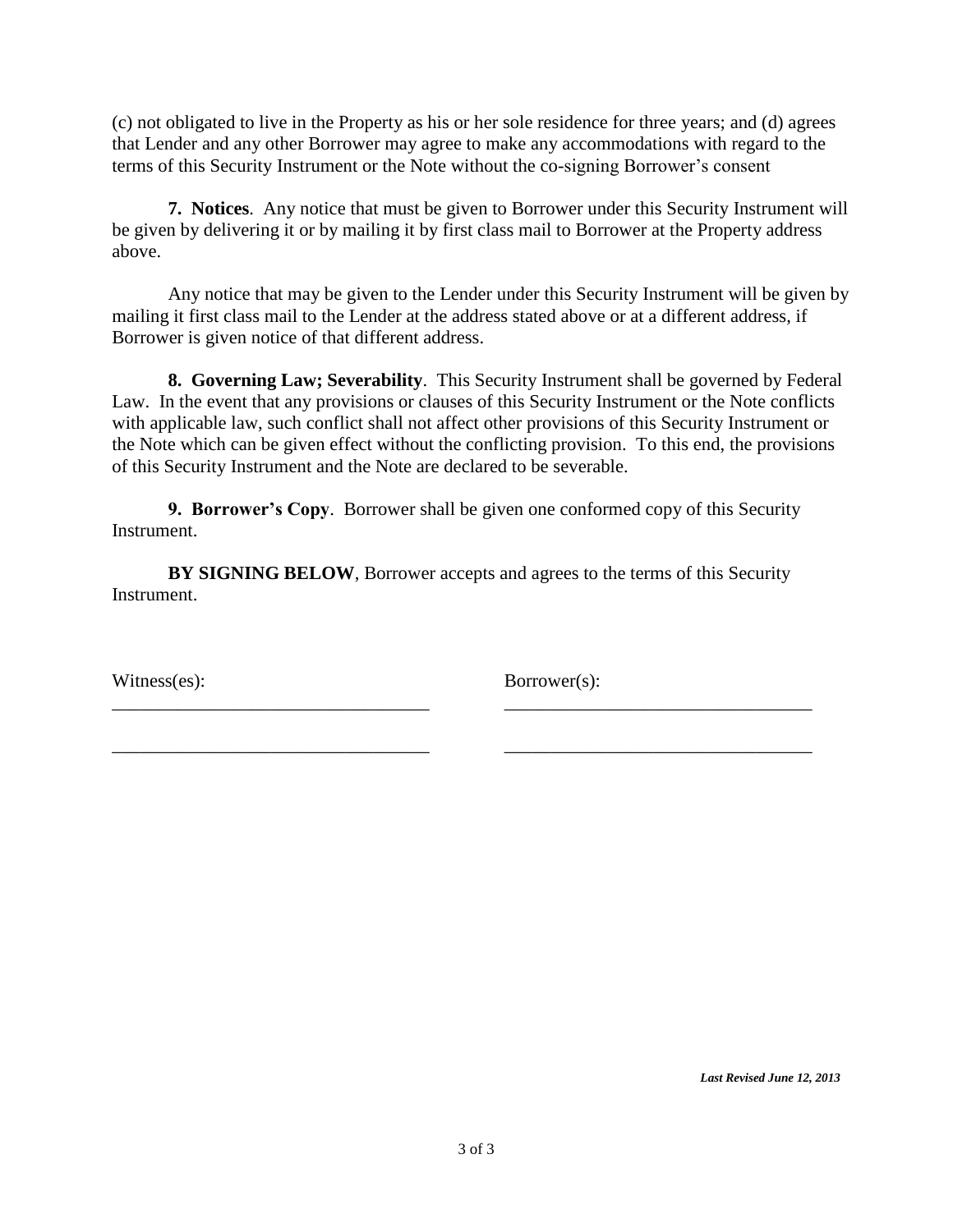(c) not obligated to live in the Property as his or her sole residence for three years; and (d) agrees that Lender and any other Borrower may agree to make any accommodations with regard to the terms of this Security Instrument or the Note without the co-signing Borrower's consent

**7. Notices**. Any notice that must be given to Borrower under this Security Instrument will be given by delivering it or by mailing it by first class mail to Borrower at the Property address above.

Any notice that may be given to the Lender under this Security Instrument will be given by mailing it first class mail to the Lender at the address stated above or at a different address, if Borrower is given notice of that different address.

**8. Governing Law; Severability**. This Security Instrument shall be governed by Federal Law. In the event that any provisions or clauses of this Security Instrument or the Note conflicts with applicable law, such conflict shall not affect other provisions of this Security Instrument or the Note which can be given effect without the conflicting provision. To this end, the provisions of this Security Instrument and the Note are declared to be severable.

**9. Borrower's Copy**. Borrower shall be given one conformed copy of this Security Instrument.

**BY SIGNING BELOW**, Borrower accepts and agrees to the terms of this Security Instrument.

| Witness(es): | Borrower(s): |
|---|---|
| ________________________________ | ________________________________ |
| ________________________________ | ________________________________ |

***Last Revised June 12, 2013***